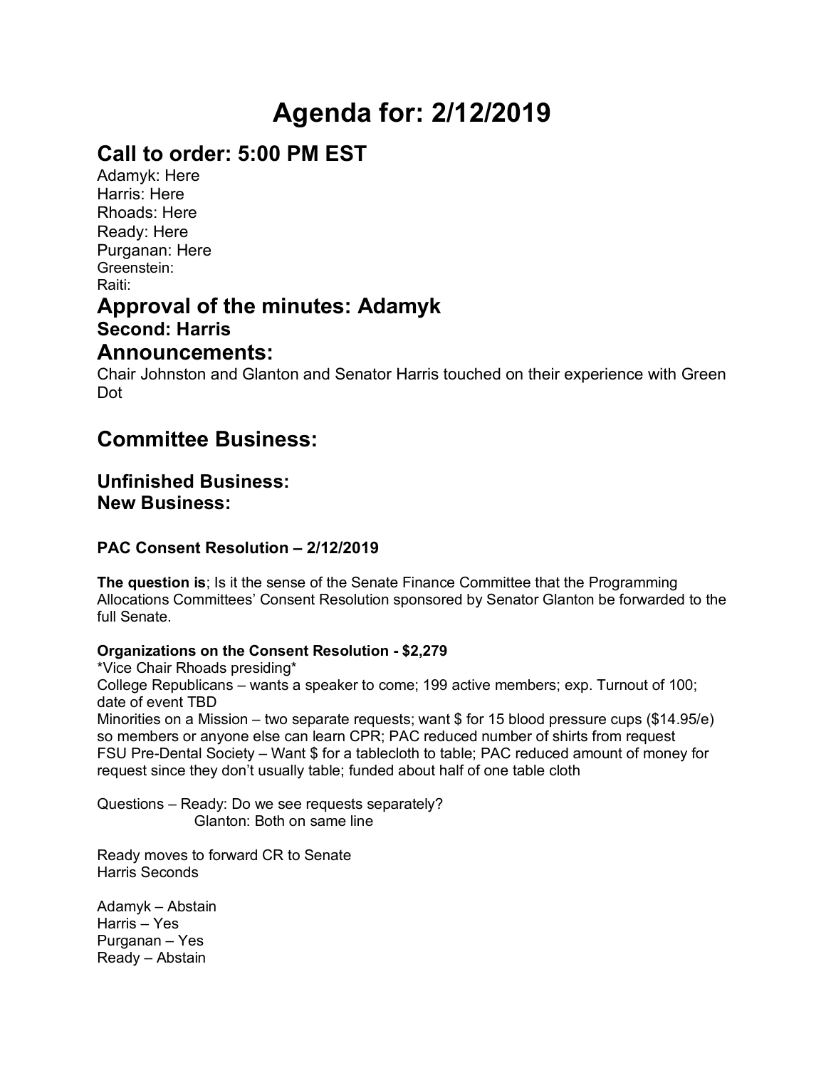# Agenda for: 2/12/2019

## Call to order: 5:00 PM EST

Adamyk: Here
Harris: Here
Rhoads: Here
Ready: Here
Purganan: Here
Greenstein:
Raiti:

## Approval of the minutes: Adamyk

### Second: Harris

## Announcements:

Chair Johnston and Glanton and Senator Harris touched on their experience with Green Dot

## Committee Business:

### Unfinished Business:

### New Business:

#### PAC Consent Resolution – 2/12/2019

**The question is**; Is it the sense of the Senate Finance Committee that the Programming Allocations Committees' Consent Resolution sponsored by Senator Glanton be forwarded to the full Senate.

**Organizations on the Consent Resolution - $2,279**

*Vice Chair Rhoads presiding*

College Republicans – wants a speaker to come; 199 active members; exp. Turnout of 100; date of event TBD

Minorities on a Mission – two separate requests; want $ for 15 blood pressure cups ($14.95/e) so members or anyone else can learn CPR; PAC reduced number of shirts from request

FSU Pre-Dental Society – Want $ for a tablecloth to table; PAC reduced amount of money for request since they don't usually table; funded about half of one table cloth

Questions – Ready: Do we see requests separately?
Glanton: Both on same line

Ready moves to forward CR to Senate
Harris Seconds

Adamyk – Abstain
Harris – Yes
Purganan – Yes
Ready – Abstain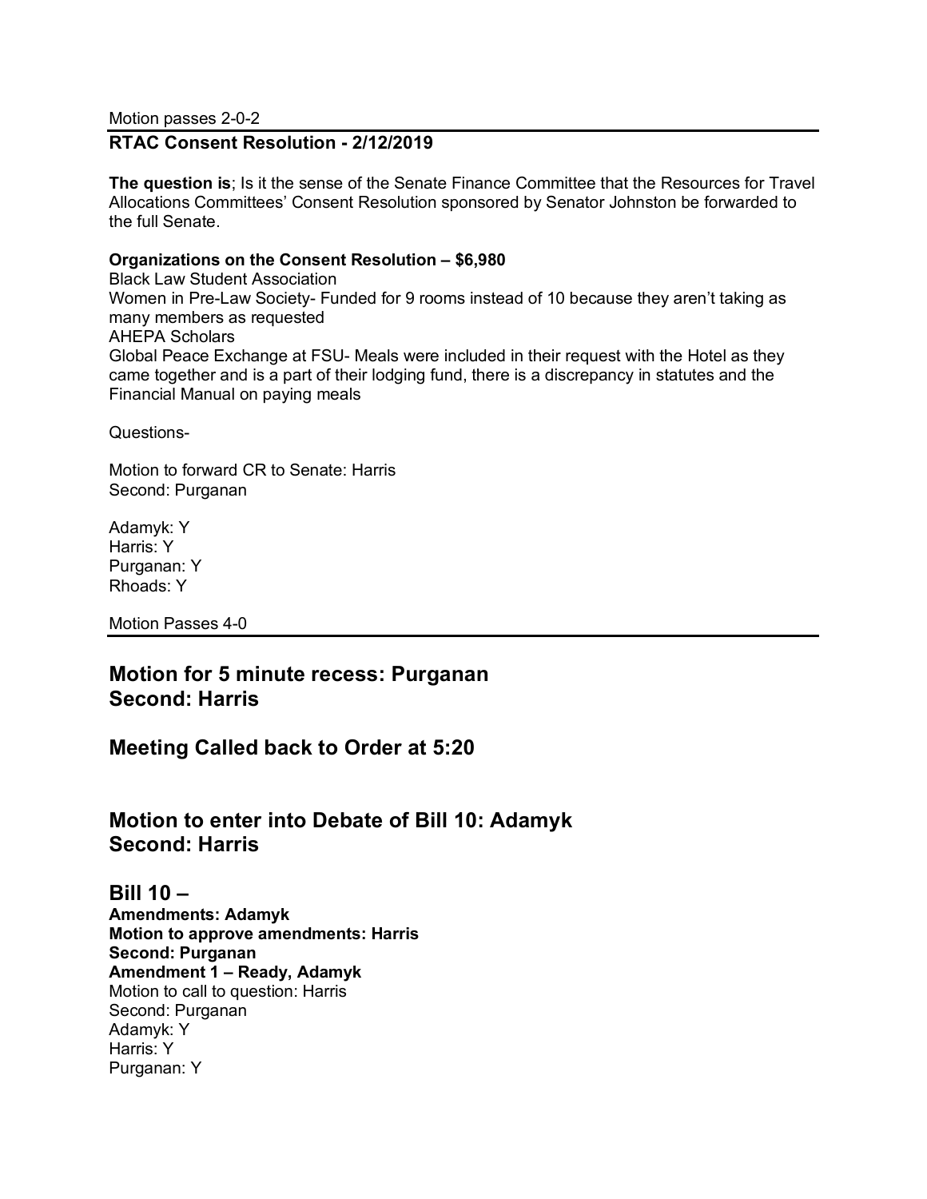Motion passes 2-0-2

**RTAC Consent Resolution - 2/12/2019**

---

**The question is**; Is it the sense of the Senate Finance Committee that the Resources for Travel Allocations Committees' Consent Resolution sponsored by Senator Johnston be forwarded to the full Senate.

**Organizations on the Consent Resolution – $6,980**

Black Law Student Association

Women in Pre-Law Society- Funded for 9 rooms instead of 10 because they aren't taking as many members as requested

AHEPA Scholars

Global Peace Exchange at FSU- Meals were included in their request with the Hotel as they came together and is a part of their lodging fund, there is a discrepancy in statutes and the Financial Manual on paying meals

Questions-

Motion to forward CR to Senate: Harris
Second: Purganan

Adamyk: Y
Harris: Y
Purganan: Y
Rhoads: Y

Motion Passes 4-0

---

## Motion for 5 minute recess: Purganan
## Second: Harris

## Meeting Called back to Order at 5:20

## Motion to enter into Debate of Bill 10: Adamyk
## Second: Harris

## Bill 10 –

**Amendments: Adamyk**
**Motion to approve amendments: Harris**
**Second: Purganan**
**Amendment 1 – Ready, Adamyk**

Motion to call to question: Harris
Second: Purganan
Adamyk: Y
Harris: Y
Purganan: Y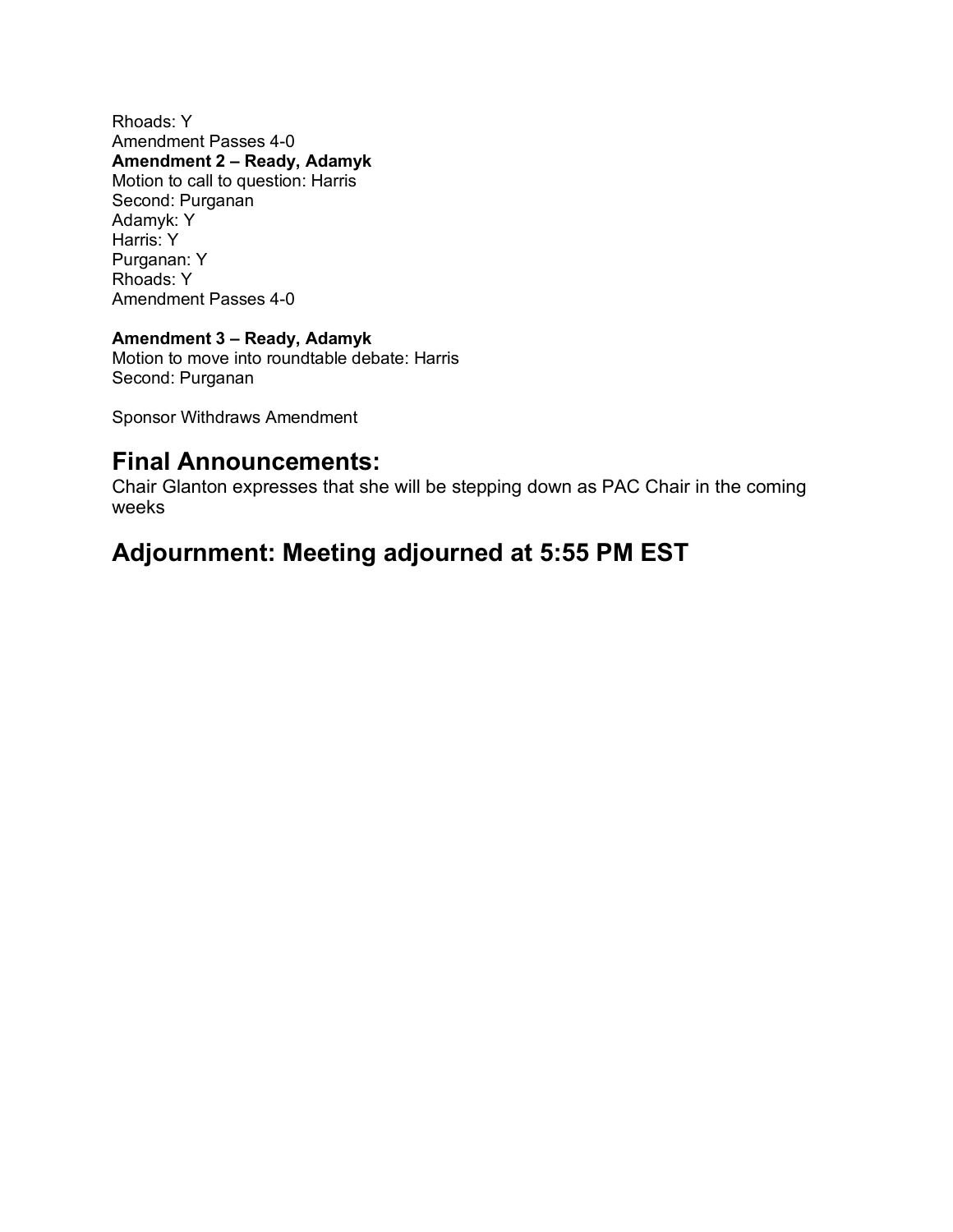Rhoads: Y
Amendment Passes 4-0
**Amendment 2 – Ready, Adamyk**
Motion to call to question: Harris
Second: Purganan
Adamyk: Y
Harris: Y
Purganan: Y
Rhoads: Y
Amendment Passes 4-0

**Amendment 3 – Ready, Adamyk**
Motion to move into roundtable debate: Harris
Second: Purganan

Sponsor Withdraws Amendment

## Final Announcements:

Chair Glanton expresses that she will be stepping down as PAC Chair in the coming weeks

## Adjournment: Meeting adjourned at 5:55 PM EST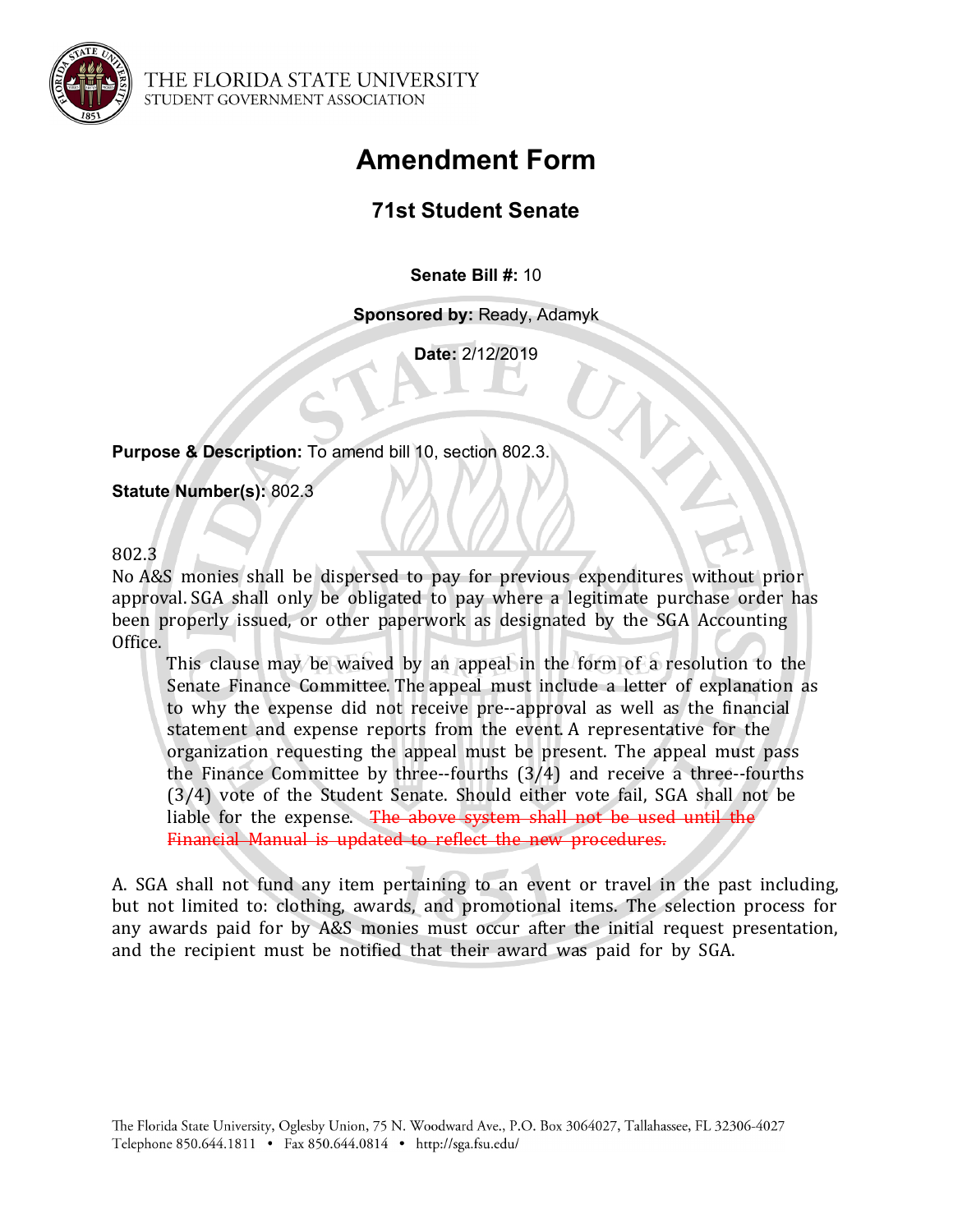THE FLORIDA STATE UNIVERSITY
STUDENT GOVERNMENT ASSOCIATION

# Amendment Form

## 71st Student Senate

**Senate Bill #:** 10

**Sponsored by:** Ready, Adamyk

**Date:** 2/12/2019

**Purpose & Description:** To amend bill 10, section 802.3.

**Statute Number(s):** 802.3

802.3
No A&S monies shall be dispersed to pay for previous expenditures without prior approval. SGA shall only be obligated to pay where a legitimate purchase order has been properly issued, or other paperwork as designated by the SGA Accounting Office.

> This clause may be waived by an appeal in the form of a resolution to the Senate Finance Committee. The appeal must include a letter of explanation as to why the expense did not receive pre--approval as well as the financial statement and expense reports from the event. A representative for the organization requesting the appeal must be present. The appeal must pass the Finance Committee by three--fourths (3/4) and receive a three--fourths (3/4) vote of the Student Senate. Should either vote fail, SGA shall not be liable for the expense. ~~The above system shall not be used until the Financial Manual is updated to reflect the new procedures.~~

A. SGA shall not fund any item pertaining to an event or travel in the past including, but not limited to: clothing, awards, and promotional items. The selection process for any awards paid for by A&S monies must occur after the initial request presentation, and the recipient must be notified that their award was paid for by SGA.

The Florida State University, Oglesby Union, 75 N. Woodward Ave., P.O. Box 3064027, Tallahassee, FL 32306-4027
Telephone 850.644.1811 • Fax 850.644.0814 • http://sga.fsu.edu/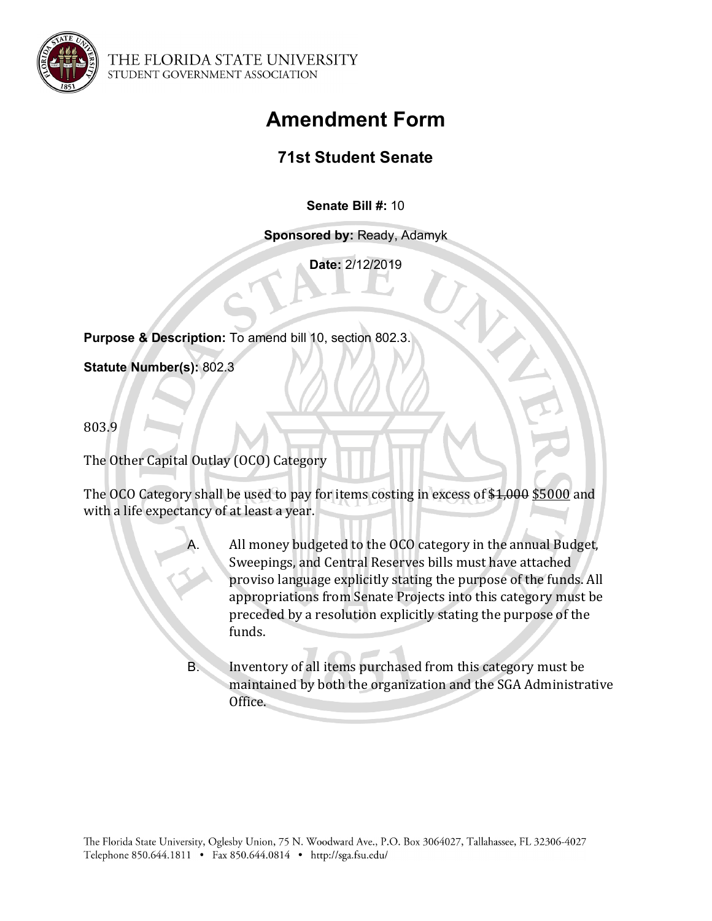THE FLORIDA STATE UNIVERSITY
STUDENT GOVERNMENT ASSOCIATION

# Amendment Form

## 71st Student Senate

**Senate Bill #:** 10

**Sponsored by:** Ready, Adamyk

**Date:** 2/12/2019

**Purpose & Description:** To amend bill 10, section 802.3.

**Statute Number(s):** 802.3

803.9

The Other Capital Outlay (OCO) Category

The OCO Category shall be used to pay for items costing in excess of ~~$1,000~~ <u>$5000</u> and with a life expectancy of at least a year.

A. All money budgeted to the OCO category in the annual Budget, Sweepings, and Central Reserves bills must have attached proviso language explicitly stating the purpose of the funds. All appropriations from Senate Projects into this category must be preceded by a resolution explicitly stating the purpose of the funds.

B. Inventory of all items purchased from this category must be maintained by both the organization and the SGA Administrative Office.

The Florida State University, Oglesby Union, 75 N. Woodward Ave., P.O. Box 3064027, Tallahassee, FL 32306-4027
Telephone 850.644.1811 • Fax 850.644.0814 • http://sga.fsu.edu/